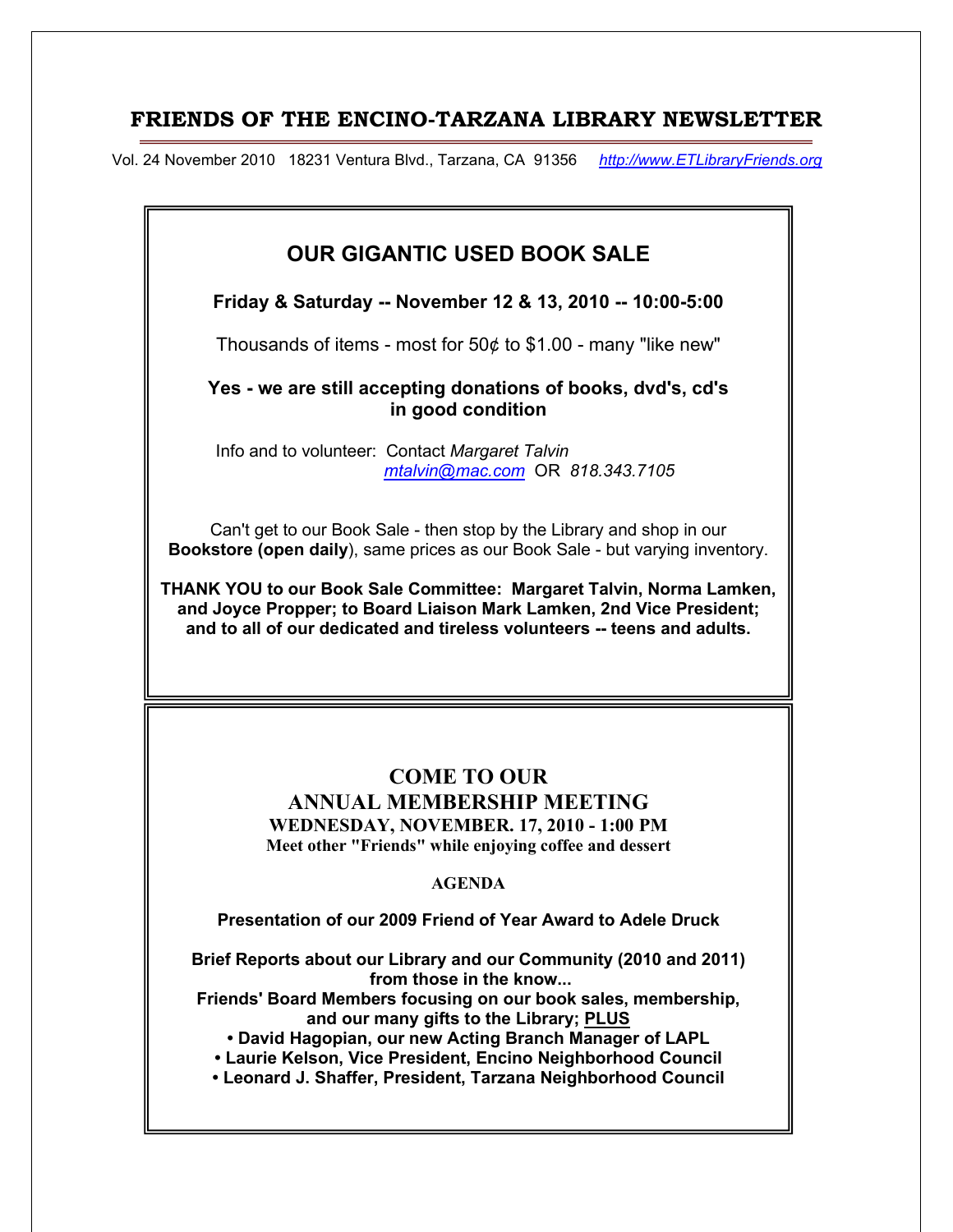# FRIENDS OF THE ENCINO-TARZANA LIBRARY NEWSLETTER

Vol. 24 November 2010   18231 Ventura Blvd., Tarzana, CA 91356   *http://www.ETLibraryFriends.org*

## OUR GIGANTIC USED BOOK SALE

**Friday & Saturday -- November 12 & 13, 2010 -- 10:00-5:00**

Thousands of items - most for 50¢ to $1.00 - many "like new"

**Yes - we are still accepting donations of books, dvd's, cd's in good condition**

Info and to volunteer: Contact *Margaret Talvin*
*mtalvin@mac.com* OR *818.343.7105*

Can't get to our Book Sale - then stop by the Library and shop in our **Bookstore (open daily)**, same prices as our Book Sale - but varying inventory.

**THANK YOU to our Book Sale Committee: Margaret Talvin, Norma Lamken, and Joyce Propper; to Board Liaison Mark Lamken, 2nd Vice President; and to all of our dedicated and tireless volunteers -- teens and adults.**

## COME TO OUR ANNUAL MEMBERSHIP MEETING

**WEDNESDAY, NOVEMBER. 17, 2010 - 1:00 PM**

**Meet other "Friends" while enjoying coffee and dessert**

**AGENDA**

**Presentation of our 2009 Friend of Year Award to Adele Druck**

**Brief Reports about our Library and our Community (2010 and 2011) from those in the know...**

**Friends' Board Members focusing on our book sales, membership, and our many gifts to the Library; PLUS**

- **David Hagopian, our new Acting Branch Manager of LAPL**
- **Laurie Kelson, Vice President, Encino Neighborhood Council**
- **Leonard J. Shaffer, President, Tarzana Neighborhood Council**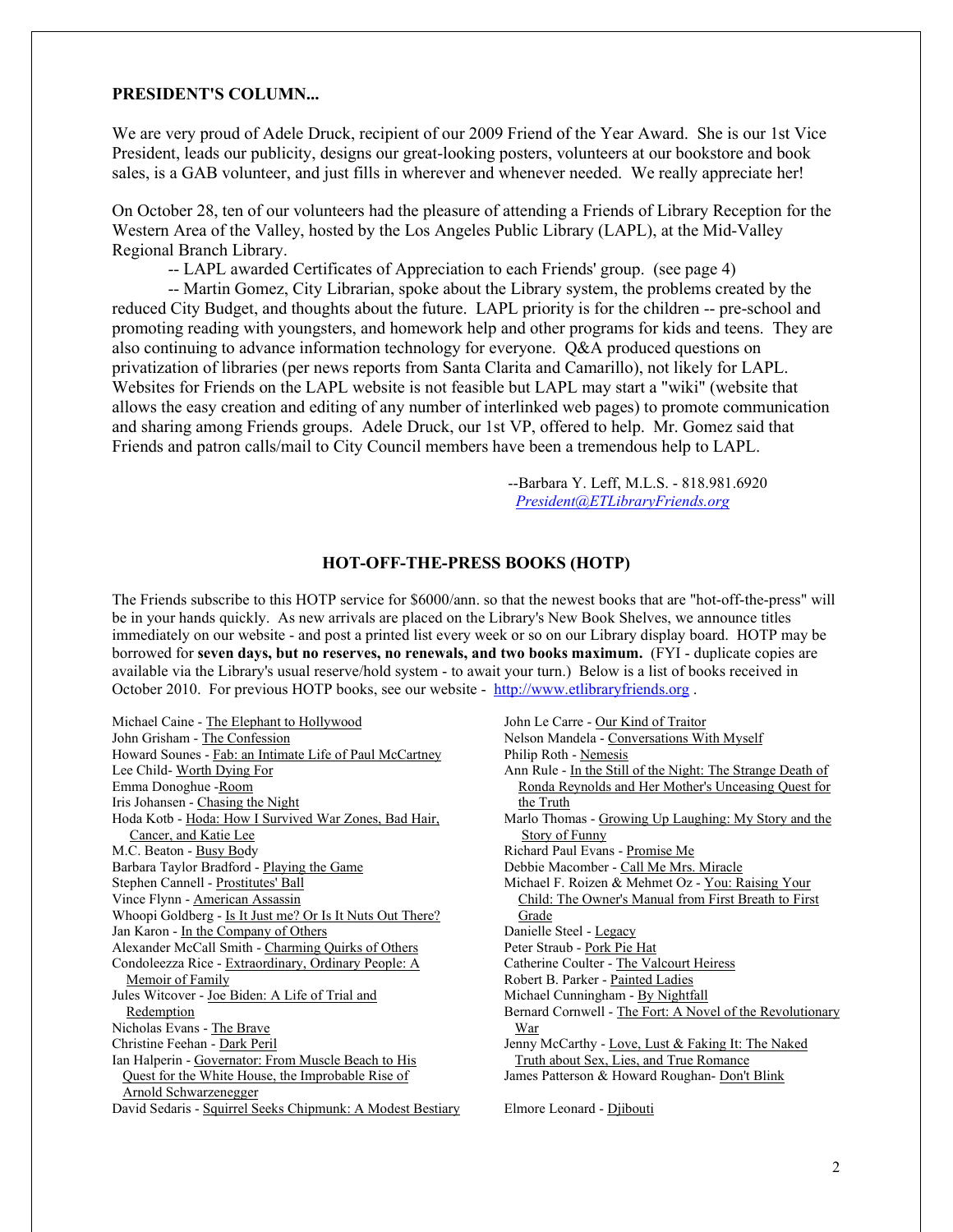## PRESIDENT'S COLUMN...

We are very proud of Adele Druck, recipient of our 2009 Friend of the Year Award. She is our 1st Vice President, leads our publicity, designs our great-looking posters, volunteers at our bookstore and book sales, is a GAB volunteer, and just fills in wherever and whenever needed. We really appreciate her!

On October 28, ten of our volunteers had the pleasure of attending a Friends of Library Reception for the Western Area of the Valley, hosted by the Los Angeles Public Library (LAPL), at the Mid-Valley Regional Branch Library.

-- LAPL awarded Certificates of Appreciation to each Friends' group. (see page 4)

-- Martin Gomez, City Librarian, spoke about the Library system, the problems created by the reduced City Budget, and thoughts about the future. LAPL priority is for the children -- pre-school and promoting reading with youngsters, and homework help and other programs for kids and teens. They are also continuing to advance information technology for everyone. Q&A produced questions on privatization of libraries (per news reports from Santa Clarita and Camarillo), not likely for LAPL. Websites for Friends on the LAPL website is not feasible but LAPL may start a "wiki" (website that allows the easy creation and editing of any number of interlinked web pages) to promote communication and sharing among Friends groups. Adele Druck, our 1st VP, offered to help. Mr. Gomez said that Friends and patron calls/mail to City Council members have been a tremendous help to LAPL.

--Barbara Y. Leff, M.L.S. - 818.981.6920
*President@ETLibraryFriends.org*

## HOT-OFF-THE-PRESS BOOKS (HOTP)

The Friends subscribe to this HOTP service for $6000/ann. so that the newest books that are "hot-off-the-press" will be in your hands quickly. As new arrivals are placed on the Library's New Book Shelves, we announce titles immediately on our website - and post a printed list every week or so on our Library display board. HOTP may be borrowed for **seven days, but no reserves, no renewals, and two books maximum.** (FYI - duplicate copies are available via the Library's usual reserve/hold system - to await your turn.) Below is a list of books received in October 2010. For previous HOTP books, see our website - http://www.etlibraryfriends.org .

- Michael Caine - The Elephant to Hollywood
- John Grisham - The Confession
- Howard Sounes - Fab: an Intimate Life of Paul McCartney
- Lee Child- Worth Dying For
- Emma Donoghue -Room
- Iris Johansen - Chasing the Night
- Hoda Kotb - Hoda: How I Survived War Zones, Bad Hair, Cancer, and Katie Lee
- M.C. Beaton - Busy Body
- Barbara Taylor Bradford - Playing the Game
- Stephen Cannell - Prostitutes' Ball
- Vince Flynn - American Assassin
- Whoopi Goldberg - Is It Just me? Or Is It Nuts Out There?
- Jan Karon - In the Company of Others
- Alexander McCall Smith - Charming Quirks of Others
- Condoleezza Rice - Extraordinary, Ordinary People: A Memoir of Family
- Jules Witcover - Joe Biden: A Life of Trial and Redemption
- Nicholas Evans - The Brave
- Christine Feehan - Dark Peril
- Ian Halperin - Governator: From Muscle Beach to His Quest for the White House, the Improbable Rise of Arnold Schwarzenegger
- David Sedaris - Squirrel Seeks Chipmunk: A Modest Bestiary
- John Le Carre - Our Kind of Traitor
- Nelson Mandela - Conversations With Myself
- Philip Roth - Nemesis
- Ann Rule - In the Still of the Night: The Strange Death of Ronda Reynolds and Her Mother's Unceasing Quest for the Truth
- Marlo Thomas - Growing Up Laughing: My Story and the Story of Funny
- Richard Paul Evans - Promise Me
- Debbie Macomber - Call Me Mrs. Miracle
- Michael F. Roizen & Mehmet Oz - You: Raising Your Child: The Owner's Manual from First Breath to First Grade
- Danielle Steel - Legacy
- Peter Straub - Pork Pie Hat
- Catherine Coulter - The Valcourt Heiress
- Robert B. Parker - Painted Ladies
- Michael Cunningham - By Nightfall
- Bernard Cornwell - The Fort: A Novel of the Revolutionary War
- Jenny McCarthy - Love, Lust & Faking It: The Naked Truth about Sex, Lies, and True Romance
- James Patterson & Howard Roughan- Don't Blink
- Elmore Leonard - Djibouti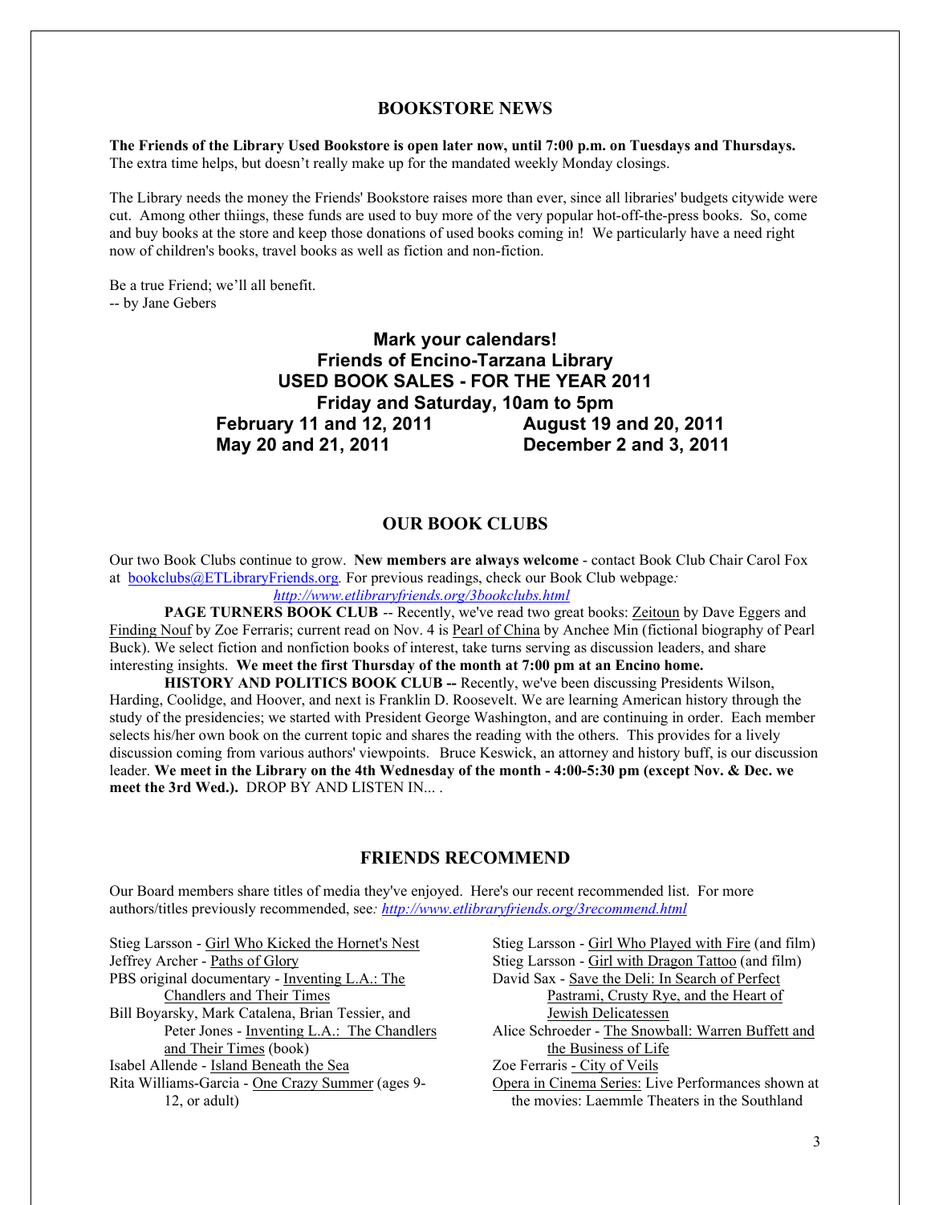## BOOKSTORE NEWS

**The Friends of the Library Used Bookstore is open later now, until 7:00 p.m. on Tuesdays and Thursdays.** The extra time helps, but doesn't really make up for the mandated weekly Monday closings.

The Library needs the money the Friends' Bookstore raises more than ever, since all libraries' budgets citywide were cut. Among other thiings, these funds are used to buy more of the very popular hot-off-the-press books. So, come and buy books at the store and keep those donations of used books coming in! We particularly have a need right now of children's books, travel books as well as fiction and non-fiction.

Be a true Friend; we'll all benefit.
-- by Jane Gebers

**Mark your calendars!**
**Friends of Encino-Tarzana Library**
**USED BOOK SALES - FOR THE YEAR 2011**
**Friday and Saturday, 10am to 5pm**

**February 11 and 12, 2011**
**May 20 and 21, 2011**
**August 19 and 20, 2011**
**December 2 and 3, 2011**

## OUR BOOK CLUBS

Our two Book Clubs continue to grow. **New members are always welcome** - contact Book Club Chair Carol Fox at bookclubs@ETLibraryFriends.org. For previous readings, check our Book Club webpage: *http://www.etlibraryfriends.org/3bookclubs.html*

**PAGE TURNERS BOOK CLUB** -- Recently, we've read two great books: Zeitoun by Dave Eggers and Finding Nouf by Zoe Ferraris; current read on Nov. 4 is Pearl of China by Anchee Min (fictional biography of Pearl Buck). We select fiction and nonfiction books of interest, take turns serving as discussion leaders, and share interesting insights. **We meet the first Thursday of the month at 7:00 pm at an Encino home.**

**HISTORY AND POLITICS BOOK CLUB --** Recently, we've been discussing Presidents Wilson, Harding, Coolidge, and Hoover, and next is Franklin D. Roosevelt. We are learning American history through the study of the presidencies; we started with President George Washington, and are continuing in order. Each member selects his/her own book on the current topic and shares the reading with the others. This provides for a lively discussion coming from various authors' viewpoints. Bruce Keswick, an attorney and history buff, is our discussion leader. **We meet in the Library on the 4th Wednesday of the month - 4:00-5:30 pm (except Nov. & Dec. we meet the 3rd Wed.).** DROP BY AND LISTEN IN... .

## FRIENDS RECOMMEND

Our Board members share titles of media they've enjoyed. Here's our recent recommended list. For more authors/titles previously recommended, see: *http://www.etlibraryfriends.org/3recommend.html*

- Stieg Larsson - Girl Who Kicked the Hornet's Nest
- Jeffrey Archer - Paths of Glory
- PBS original documentary - Inventing L.A.: The Chandlers and Their Times
- Bill Boyarsky, Mark Catalena, Brian Tessier, and Peter Jones - Inventing L.A.: The Chandlers and Their Times (book)
- Isabel Allende - Island Beneath the Sea
- Rita Williams-Garcia - One Crazy Summer (ages 9-12, or adult)
- Stieg Larsson - Girl Who Played with Fire (and film)
- Stieg Larsson - Girl with Dragon Tattoo (and film)
- David Sax - Save the Deli: In Search of Perfect Pastrami, Crusty Rye, and the Heart of Jewish Delicatessen
- Alice Schroeder - The Snowball: Warren Buffett and the Business of Life
- Zoe Ferraris - City of Veils
- Opera in Cinema Series: Live Performances shown at the movies: Laemmle Theaters in the Southland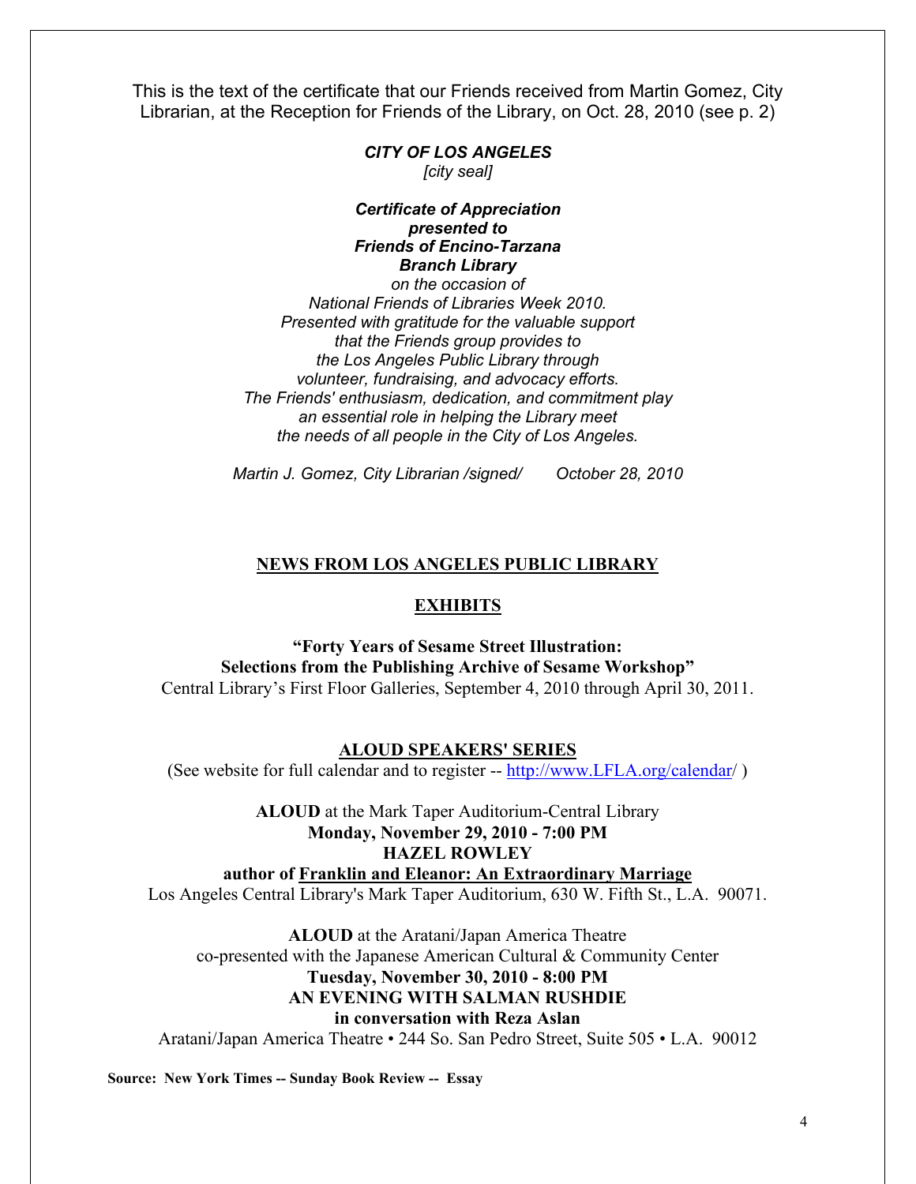This is the text of the certificate that our Friends received from Martin Gomez, City Librarian, at the Reception for Friends of the Library, on Oct. 28, 2010 (see p. 2)

***CITY OF LOS ANGELES***
*[city seal]*

***Certificate of Appreciation***
***presented to***
***Friends of Encino-Tarzana***
***Branch Library***
*on the occasion of*
*National Friends of Libraries Week 2010.*
*Presented with gratitude for the valuable support*
*that the Friends group provides to*
*the Los Angeles Public Library through*
*volunteer, fundraising, and advocacy efforts.*
*The Friends' enthusiasm, dedication, and commitment play*
*an essential role in helping the Library meet*
*the needs of all people in the City of Los Angeles.*

*Martin J. Gomez, City Librarian /signed/ October 28, 2010*

## NEWS FROM LOS ANGELES PUBLIC LIBRARY

### EXHIBITS

**"Forty Years of Sesame Street Illustration:**
**Selections from the Publishing Archive of Sesame Workshop"**
Central Library's First Floor Galleries, September 4, 2010 through April 30, 2011.

### ALOUD SPEAKERS' SERIES

(See website for full calendar and to register -- http://www.LFLA.org/calendar/ )

**ALOUD** at the Mark Taper Auditorium-Central Library
**Monday, November 29, 2010 - 7:00 PM**
**HAZEL ROWLEY**
**author of Franklin and Eleanor: An Extraordinary Marriage**
Los Angeles Central Library's Mark Taper Auditorium, 630 W. Fifth St., L.A. 90071.

**ALOUD** at the Aratani/Japan America Theatre
co-presented with the Japanese American Cultural & Community Center
**Tuesday, November 30, 2010 - 8:00 PM**
**AN EVENING WITH SALMAN RUSHDIE**
**in conversation with Reza Aslan**
Aratani/Japan America Theatre • 244 So. San Pedro Street, Suite 505 • L.A. 90012

**Source: New York Times -- Sunday Book Review -- Essay**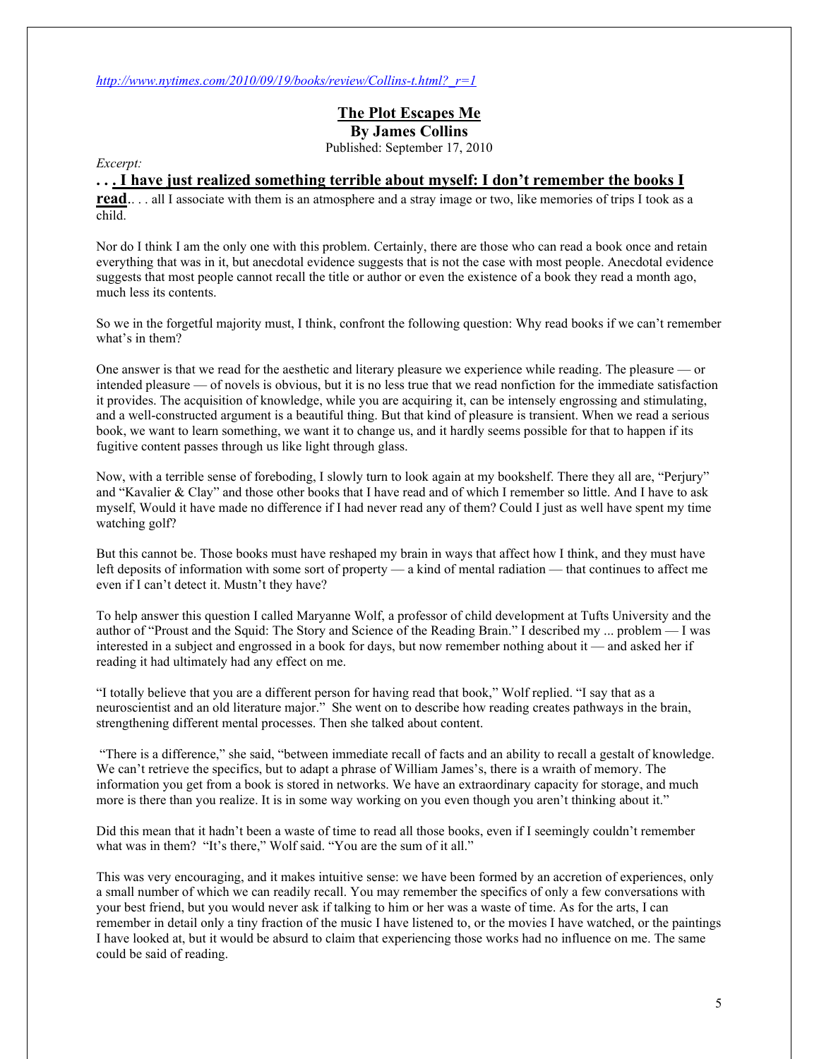*http://www.nytimes.com/2010/09/19/books/review/Collins-t.html?_r=1*

# The Plot Escapes Me

## By James Collins

Published: September 17, 2010

*Excerpt:*

**. . . I have just realized something terrible about myself: I don't remember the books I read**.. . . all I associate with them is an atmosphere and a stray image or two, like memories of trips I took as a child.

Nor do I think I am the only one with this problem. Certainly, there are those who can read a book once and retain everything that was in it, but anecdotal evidence suggests that is not the case with most people. Anecdotal evidence suggests that most people cannot recall the title or author or even the existence of a book they read a month ago, much less its contents.

So we in the forgetful majority must, I think, confront the following question: Why read books if we can't remember what's in them?

One answer is that we read for the aesthetic and literary pleasure we experience while reading. The pleasure — or intended pleasure — of novels is obvious, but it is no less true that we read nonfiction for the immediate satisfaction it provides. The acquisition of knowledge, while you are acquiring it, can be intensely engrossing and stimulating, and a well-constructed argument is a beautiful thing. But that kind of pleasure is transient. When we read a serious book, we want to learn something, we want it to change us, and it hardly seems possible for that to happen if its fugitive content passes through us like light through glass.

Now, with a terrible sense of foreboding, I slowly turn to look again at my bookshelf. There they all are, "Perjury" and "Kavalier & Clay" and those other books that I have read and of which I remember so little. And I have to ask myself, Would it have made no difference if I had never read any of them? Could I just as well have spent my time watching golf?

But this cannot be. Those books must have reshaped my brain in ways that affect how I think, and they must have left deposits of information with some sort of property — a kind of mental radiation — that continues to affect me even if I can't detect it. Mustn't they have?

To help answer this question I called Maryanne Wolf, a professor of child development at Tufts University and the author of "Proust and the Squid: The Story and Science of the Reading Brain." I described my ... problem — I was interested in a subject and engrossed in a book for days, but now remember nothing about it — and asked her if reading it had ultimately had any effect on me.

"I totally believe that you are a different person for having read that book," Wolf replied. "I say that as a neuroscientist and an old literature major." She went on to describe how reading creates pathways in the brain, strengthening different mental processes. Then she talked about content.

"There is a difference," she said, "between immediate recall of facts and an ability to recall a gestalt of knowledge. We can't retrieve the specifics, but to adapt a phrase of William James's, there is a wraith of memory. The information you get from a book is stored in networks. We have an extraordinary capacity for storage, and much more is there than you realize. It is in some way working on you even though you aren't thinking about it."

Did this mean that it hadn't been a waste of time to read all those books, even if I seemingly couldn't remember what was in them? "It's there," Wolf said. "You are the sum of it all."

This was very encouraging, and it makes intuitive sense: we have been formed by an accretion of experiences, only a small number of which we can readily recall. You may remember the specifics of only a few conversations with your best friend, but you would never ask if talking to him or her was a waste of time. As for the arts, I can remember in detail only a tiny fraction of the music I have listened to, or the movies I have watched, or the paintings I have looked at, but it would be absurd to claim that experiencing those works had no influence on me. The same could be said of reading.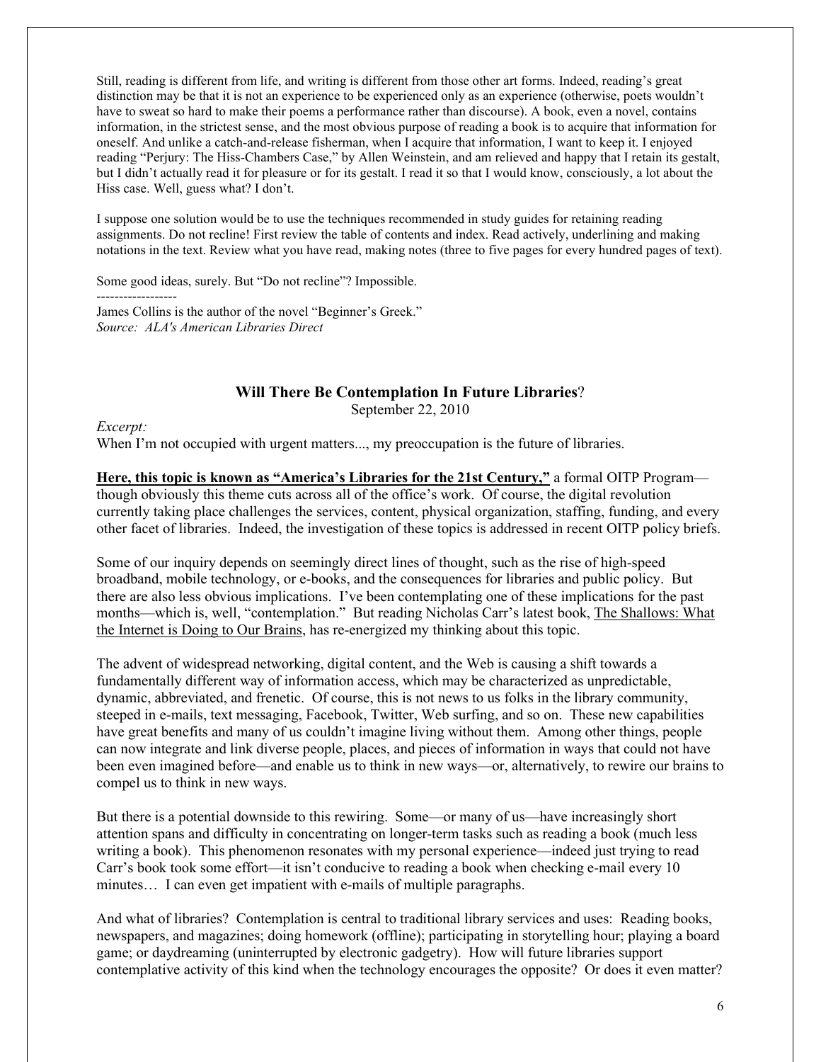Still, reading is different from life, and writing is different from those other art forms. Indeed, reading's great distinction may be that it is not an experience to be experienced only as an experience (otherwise, poets wouldn't have to sweat so hard to make their poems a performance rather than discourse). A book, even a novel, contains information, in the strictest sense, and the most obvious purpose of reading a book is to acquire that information for oneself. And unlike a catch-and-release fisherman, when I acquire that information, I want to keep it. I enjoyed reading "Perjury: The Hiss-Chambers Case," by Allen Weinstein, and am relieved and happy that I retain its gestalt, but I didn't actually read it for pleasure or for its gestalt. I read it so that I would know, consciously, a lot about the Hiss case. Well, guess what? I don't.

I suppose one solution would be to use the techniques recommended in study guides for retaining reading assignments. Do not recline! First review the table of contents and index. Read actively, underlining and making notations in the text. Review what you have read, making notes (three to five pages for every hundred pages of text).

Some good ideas, surely. But "Do not recline"? Impossible.

------------------

James Collins is the author of the novel "Beginner's Greek."
*Source: ALA's American Libraries Direct*

## Will There Be Contemplation In Future Libraries?

September 22, 2010

*Excerpt:*
When I'm not occupied with urgent matters..., my preoccupation is the future of libraries.

**Here, this topic is known as "America's Libraries for the 21st Century,"** a formal OITP Program—though obviously this theme cuts across all of the office's work. Of course, the digital revolution currently taking place challenges the services, content, physical organization, staffing, funding, and every other facet of libraries. Indeed, the investigation of these topics is addressed in recent OITP policy briefs.

Some of our inquiry depends on seemingly direct lines of thought, such as the rise of high-speed broadband, mobile technology, or e-books, and the consequences for libraries and public policy. But there are also less obvious implications. I've been contemplating one of these implications for the past months—which is, well, "contemplation." But reading Nicholas Carr's latest book, The Shallows: What the Internet is Doing to Our Brains, has re-energized my thinking about this topic.

The advent of widespread networking, digital content, and the Web is causing a shift towards a fundamentally different way of information access, which may be characterized as unpredictable, dynamic, abbreviated, and frenetic. Of course, this is not news to us folks in the library community, steeped in e-mails, text messaging, Facebook, Twitter, Web surfing, and so on. These new capabilities have great benefits and many of us couldn't imagine living without them. Among other things, people can now integrate and link diverse people, places, and pieces of information in ways that could not have been even imagined before—and enable us to think in new ways—or, alternatively, to rewire our brains to compel us to think in new ways.

But there is a potential downside to this rewiring. Some—or many of us—have increasingly short attention spans and difficulty in concentrating on longer-term tasks such as reading a book (much less writing a book). This phenomenon resonates with my personal experience—indeed just trying to read Carr's book took some effort—it isn't conducive to reading a book when checking e-mail every 10 minutes… I can even get impatient with e-mails of multiple paragraphs.

And what of libraries? Contemplation is central to traditional library services and uses: Reading books, newspapers, and magazines; doing homework (offline); participating in storytelling hour; playing a board game; or daydreaming (uninterrupted by electronic gadgetry). How will future libraries support contemplative activity of this kind when the technology encourages the opposite? Or does it even matter?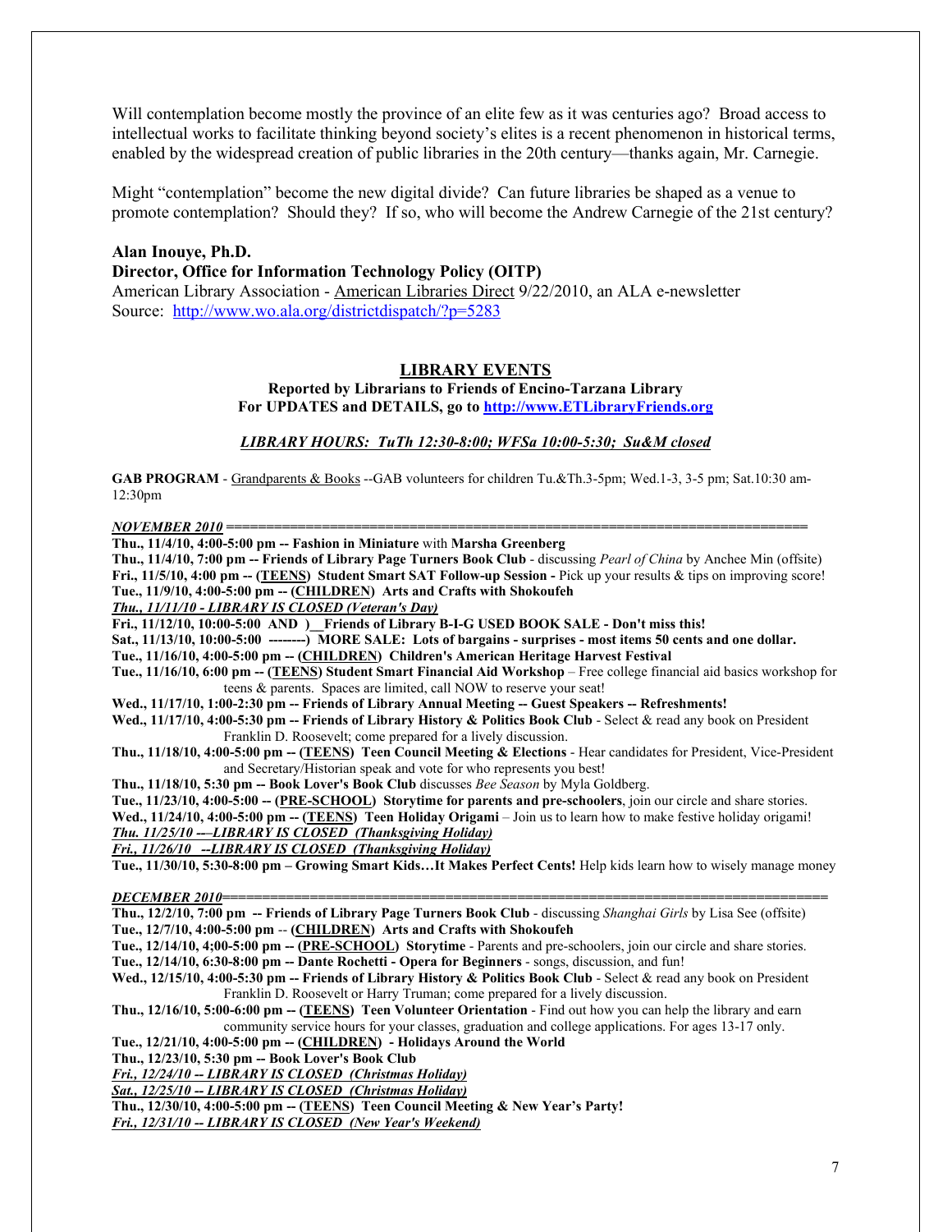Will contemplation become mostly the province of an elite few as it was centuries ago? Broad access to intellectual works to facilitate thinking beyond society's elites is a recent phenomenon in historical terms, enabled by the widespread creation of public libraries in the 20th century—thanks again, Mr. Carnegie.

Might "contemplation" become the new digital divide? Can future libraries be shaped as a venue to promote contemplation? Should they? If so, who will become the Andrew Carnegie of the 21st century?

**Alan Inouye, Ph.D.**
**Director, Office for Information Technology Policy (OITP)**
American Library Association - American Libraries Direct 9/22/2010, an ALA e-newsletter
Source: http://www.wo.ala.org/districtdispatch/?p=5283

## LIBRARY EVENTS

**Reported by Librarians to Friends of Encino-Tarzana Library**
**For UPDATES and DETAILS, go to http://www.ETLibraryFriends.org**

***LIBRARY HOURS: TuTh 12:30-8:00; WFSa 10:00-5:30; Su&M closed***

**GAB PROGRAM** - Grandparents & Books --GAB volunteers for children Tu.&Th.3-5pm; Wed.1-3, 3-5 pm; Sat.10:30 am-12:30pm

***NOVEMBER 2010 ===================================================================***

**Thu., 11/4/10, 4:00-5:00 pm -- Fashion in Miniature** with **Marsha Greenberg**
**Thu., 11/4/10, 7:00 pm -- Friends of Library Page Turners Book Club** - discussing *Pearl of China* by Anchee Min (offsite)
**Fri., 11/5/10, 4:00 pm -- (TEENS) Student Smart SAT Follow-up Session -** Pick up your results & tips on improving score!
**Tue., 11/9/10, 4:00-5:00 pm -- (CHILDREN) Arts and Crafts with Shokoufeh**
***Thu., 11/11/10 - LIBRARY IS CLOSED (Veteran's Day)***
**Fri., 11/12/10, 10:00-5:00 AND )__Friends of Library B-I-G USED BOOK SALE - Don't miss this!**
**Sat., 11/13/10, 10:00-5:00 --------) MORE SALE: Lots of bargains - surprises - most items 50 cents and one dollar.**
**Tue., 11/16/10, 4:00-5:00 pm -- (CHILDREN) Children's American Heritage Harvest Festival**
**Tue., 11/16/10, 6:00 pm -- (TEENS) Student Smart Financial Aid Workshop** – Free college financial aid basics workshop for teens & parents. Spaces are limited, call NOW to reserve your seat!
**Wed., 11/17/10, 1:00-2:30 pm -- Friends of Library Annual Meeting -- Guest Speakers -- Refreshments!**
**Wed., 11/17/10, 4:00-5:30 pm -- Friends of Library History & Politics Book Club** - Select & read any book on President Franklin D. Roosevelt; come prepared for a lively discussion.
**Thu., 11/18/10, 4:00-5:00 pm -- (TEENS) Teen Council Meeting & Elections** - Hear candidates for President, Vice-President and Secretary/Historian speak and vote for who represents you best!
**Thu., 11/18/10, 5:30 pm -- Book Lover's Book Club** discusses *Bee Season* by Myla Goldberg.
**Tue., 11/23/10, 4:00-5:00 -- (PRE-SCHOOL) Storytime for parents and pre-schoolers**, join our circle and share stories.
**Wed., 11/24/10, 4:00-5:00 pm -- (TEENS) Teen Holiday Origami** – Join us to learn how to make festive holiday origami!
***Thu. 11/25/10 ---LIBRARY IS CLOSED (Thanksgiving Holiday)***
***Fri., 11/26/10 --LIBRARY IS CLOSED (Thanksgiving Holiday)***
**Tue., 11/30/10, 5:30-8:00 pm – Growing Smart Kids…It Makes Perfect Cents!** Help kids learn how to wisely manage money

***DECEMBER 2010===================================================================***

**Thu., 12/2/10, 7:00 pm -- Friends of Library Page Turners Book Club** - discussing *Shanghai Girls* by Lisa See (offsite)
**Tue., 12/7/10, 4:00-5:00 pm -- (CHILDREN) Arts and Crafts with Shokoufeh**
**Tue., 12/14/10, 4;00-5:00 pm -- (PRE-SCHOOL) Storytime** - Parents and pre-schoolers, join our circle and share stories.
**Tue., 12/14/10, 6:30-8:00 pm -- Dante Rochetti - Opera for Beginners** - songs, discussion, and fun!
**Wed., 12/15/10, 4:00-5:30 pm -- Friends of Library History & Politics Book Club** - Select & read any book on President Franklin D. Roosevelt or Harry Truman; come prepared for a lively discussion.
**Thu., 12/16/10, 5:00-6:00 pm -- (TEENS) Teen Volunteer Orientation** - Find out how you can help the library and earn community service hours for your classes, graduation and college applications. For ages 13-17 only.
**Tue., 12/21/10, 4:00-5:00 pm -- (CHILDREN) - Holidays Around the World**
**Thu., 12/23/10, 5:30 pm -- Book Lover's Book Club**
***Fri., 12/24/10 -- LIBRARY IS CLOSED (Christmas Holiday)***
***Sat., 12/25/10 -- LIBRARY IS CLOSED (Christmas Holiday)***
**Thu., 12/30/10, 4:00-5:00 pm -- (TEENS) Teen Council Meeting & New Year's Party!**
***Fri., 12/31/10 -- LIBRARY IS CLOSED (New Year's Weekend)***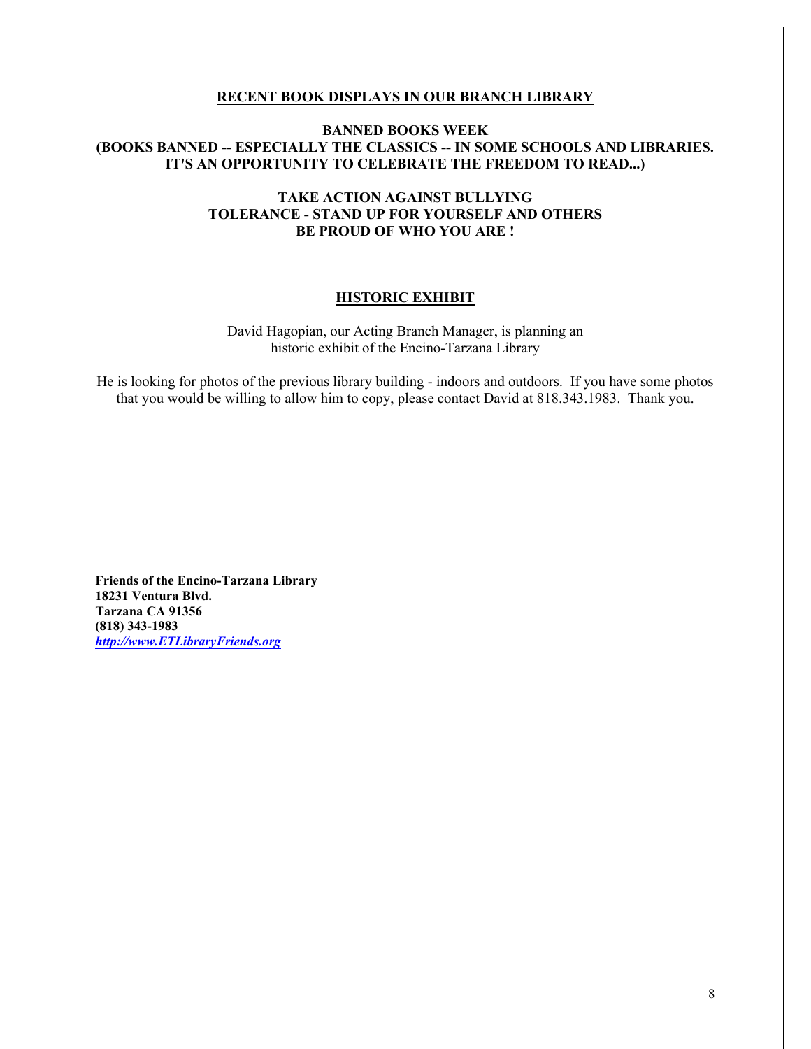## RECENT BOOK DISPLAYS IN OUR BRANCH LIBRARY

**BANNED BOOKS WEEK**
**(BOOKS BANNED -- ESPECIALLY THE CLASSICS -- IN SOME SCHOOLS AND LIBRARIES. IT'S AN OPPORTUNITY TO CELEBRATE THE FREEDOM TO READ...)**

**TAKE ACTION AGAINST BULLYING**
**TOLERANCE - STAND UP FOR YOURSELF AND OTHERS**
**BE PROUD OF WHO YOU ARE !**

## HISTORIC EXHIBIT

David Hagopian, our Acting Branch Manager, is planning an historic exhibit of the Encino-Tarzana Library

He is looking for photos of the previous library building - indoors and outdoors. If you have some photos that you would be willing to allow him to copy, please contact David at 818.343.1983. Thank you.

**Friends of the Encino-Tarzana Library**
**18231 Ventura Blvd.**
**Tarzana CA 91356**
**(818) 343-1983**
***http://www.ETLibraryFriends.org***